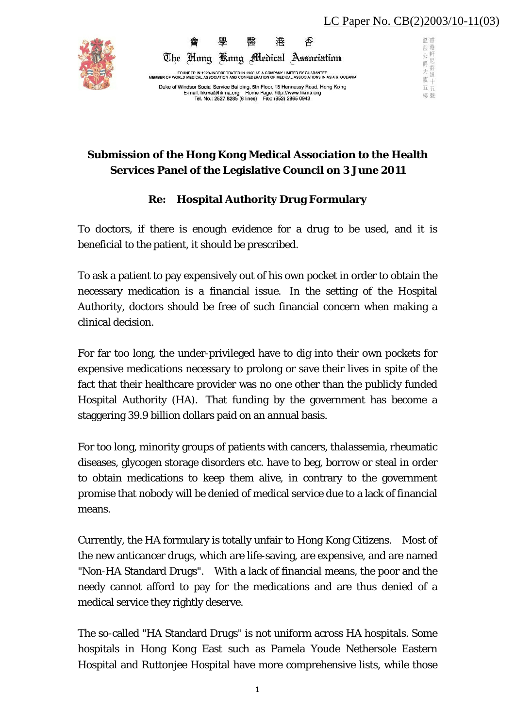LC Paper No. CB(2)2003/10-11(03)

香 港 醫 學 會

The Hong Kong Medical Association

FOUNDED IN 1920-INCORPORATED IN 1960 AS A COMPANY LIMITED BY GUARANTEE
MEMBER OF WORLD MEDICAL ASSOCIATION AND CONFEDERATION OF MEDICAL ASSOCIATIONS IN ASIA & OCEANIA

Duke of Windsor Social Service Building, 5th Floor, 15 Hennessy Road, Hong Kong
E-mail: hkma@hkma.org Home Page: http://www.hkma.org
Tel. No.: 2527 8285 (6 lines) Fax: (852) 2865 0943

香港軒尼詩道十五號溫莎公爵大廈五樓

**Submission of the Hong Kong Medical Association to the Health Services Panel of the Legislative Council on 3 June 2011**

**Re: Hospital Authority Drug Formulary**

To doctors, if there is enough evidence for a drug to be used, and it is beneficial to the patient, it should be prescribed.

To ask a patient to pay expensively out of his own pocket in order to obtain the necessary medication is a financial issue. In the setting of the Hospital Authority, doctors should be free of such financial concern when making a clinical decision.

For far too long, the under-privileged have to dig into their own pockets for expensive medications necessary to prolong or save their lives in spite of the fact that their healthcare provider was no one other than the publicly funded Hospital Authority (HA). That funding by the government has become a staggering 39.9 billion dollars paid on an annual basis.

For too long, minority groups of patients with cancers, thalassemia, rheumatic diseases, glycogen storage disorders etc. have to beg, borrow or steal in order to obtain medications to keep them alive, in contrary to the government promise that nobody will be denied of medical service due to a lack of financial means.

Currently, the HA formulary is totally unfair to Hong Kong Citizens. Most of the new anticancer drugs, which are life-saving, are expensive, and are named "Non-HA Standard Drugs". With a lack of financial means, the poor and the needy cannot afford to pay for the medications and are thus denied of a medical service they rightly deserve.

The so-called "HA Standard Drugs" is not uniform across HA hospitals. Some hospitals in Hong Kong East such as Pamela Youde Nethersole Eastern Hospital and Ruttonjee Hospital have more comprehensive lists, while those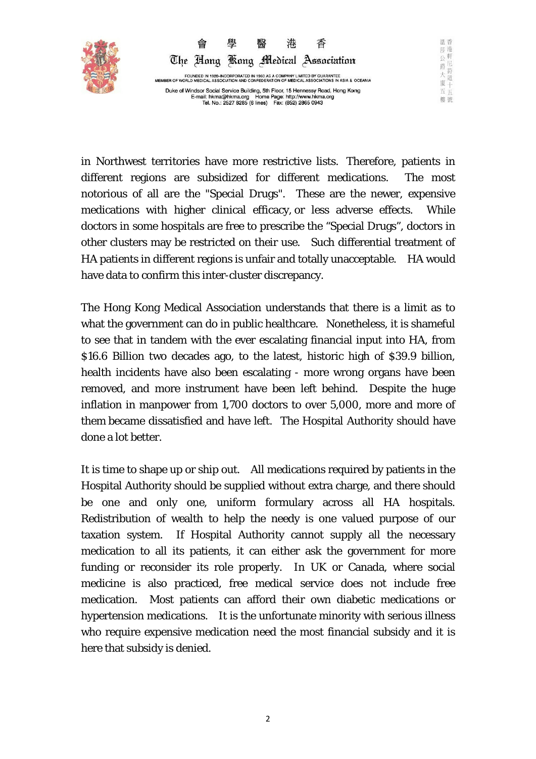in Northwest territories have more restrictive lists. Therefore, patients in different regions are subsidized for different medications. The most notorious of all are the "Special Drugs". These are the newer, expensive medications with higher clinical efficacy, or less adverse effects. While doctors in some hospitals are free to prescribe the "Special Drugs", doctors in other clusters may be restricted on their use. Such differential treatment of HA patients in different regions is unfair and totally unacceptable. HA would have data to confirm this inter-cluster discrepancy.

The Hong Kong Medical Association understands that there is a limit as to what the government can do in public healthcare. Nonetheless, it is shameful to see that in tandem with the ever escalating financial input into HA, from $16.6 Billion two decades ago, to the latest, historic high of $39.9 billion, health incidents have also been escalating - more wrong organs have been removed, and more instrument have been left behind. Despite the huge inflation in manpower from 1,700 doctors to over 5,000, more and more of them became dissatisfied and have left. The Hospital Authority should have done a lot better.

It is time to shape up or ship out. All medications required by patients in the Hospital Authority should be supplied without extra charge, and there should be one and only one, uniform formulary across all HA hospitals. Redistribution of wealth to help the needy is one valued purpose of our taxation system. If Hospital Authority cannot supply all the necessary medication to all its patients, it can either ask the government for more funding or reconsider its role properly. In UK or Canada, where social medicine is also practiced, free medical service does not include free medication. Most patients can afford their own diabetic medications or hypertension medications. It is the unfortunate minority with serious illness who require expensive medication need the most financial subsidy and it is here that subsidy is denied.